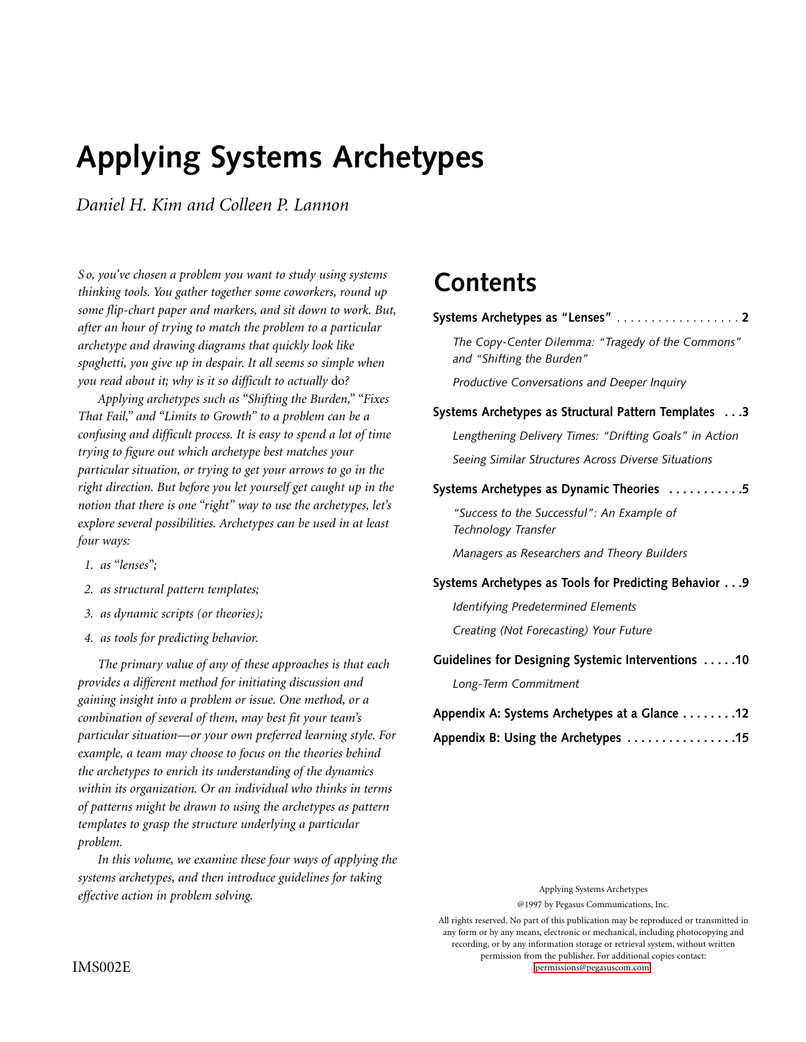# Applying Systems Archetypes

*Daniel H. Kim and Colleen P. Lannon*

*So, you've chosen a problem you want to study using systems thinking tools. You gather together some coworkers, round up some flip-chart paper and markers, and sit down to work. But, after an hour of trying to match the problem to a particular archetype and drawing diagrams that quickly look like spaghetti, you give up in despair. It all seems so simple when you read about it; why is it so difficult to actually* do*?*

*Applying archetypes such as "Shifting the Burden," "Fixes That Fail," and "Limits to Growth" to a problem can be a confusing and difficult process. It is easy to spend a lot of time trying to figure out which archetype best matches your particular situation, or trying to get your arrows to go in the right direction. But before you let yourself get caught up in the notion that there is one "right" way to use the archetypes, let's explore several possibilities. Archetypes can be used in at least four ways:*

1. *as "lenses";*
2. *as structural pattern templates;*
3. *as dynamic scripts (or theories);*
4. *as tools for predicting behavior.*

*The primary value of any of these approaches is that each provides a different method for initiating discussion and gaining insight into a problem or issue. One method, or a combination of several of them, may best fit your team's particular situation—or your own preferred learning style. For example, a team may choose to focus on the theories behind the archetypes to enrich its understanding of the dynamics within its organization. Or an individual who thinks in terms of patterns might be drawn to using the archetypes as pattern templates to grasp the structure underlying a particular problem.*

*In this volume, we examine these four ways of applying the systems archetypes, and then introduce guidelines for taking effective action in problem solving.*

## Contents

**Systems Archetypes as "Lenses" . . . . . . . . . . . . . . . . . . 2**

*The Copy-Center Dilemma: "Tragedy of the Commons" and "Shifting the Burden"*

*Productive Conversations and Deeper Inquiry*

**Systems Archetypes as Structural Pattern Templates . . .3**

*Lengthening Delivery Times: "Drifting Goals" in Action*

*Seeing Similar Structures Across Diverse Situations*

**Systems Archetypes as Dynamic Theories . . . . . . . . . . .5**

*"Success to the Successful": An Example of Technology Transfer*

*Managers as Researchers and Theory Builders*

**Systems Archetypes as Tools for Predicting Behavior . . .9**

*Identifying Predetermined Elements*

*Creating (Not Forecasting) Your Future*

**Guidelines for Designing Systemic Interventions . . . . .10**

*Long-Term Commitment*

**Appendix A: Systems Archetypes at a Glance . . . . . . . .12**

**Appendix B: Using the Archetypes . . . . . . . . . . . . . . . .15**

Applying Systems Archetypes

@1997 by Pegasus Communications, Inc.

All rights reserved. No part of this publication may be reproduced or transmitted in any form or by any means, electronic or mechanical, including photocopying and recording, or by any information storage or retrieval system, without written permission from the publisher. For additional copies contact: permissions@pegasuscom.com

IMS002E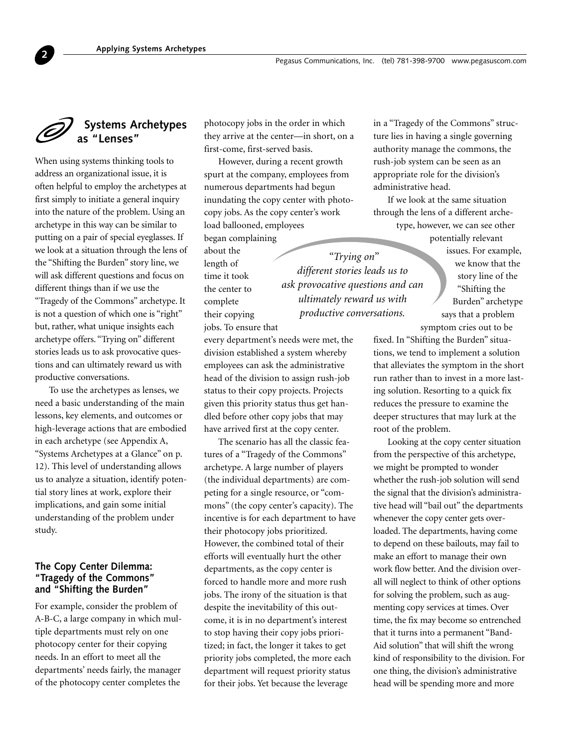## Systems Archetypes as "Lenses"

When using systems thinking tools to address an organizational issue, it is often helpful to employ the archetypes at first simply to initiate a general inquiry into the nature of the problem. Using an archetype in this way can be similar to putting on a pair of special eyeglasses. If we look at a situation through the lens of the "Shifting the Burden" story line, we will ask different questions and focus on different things than if we use the "Tragedy of the Commons" archetype. It is not a question of which one is "right" but, rather, what unique insights each archetype offers. "Trying on" different stories leads us to ask provocative questions and can ultimately reward us with productive conversations.

To use the archetypes as lenses, we need a basic understanding of the main lessons, key elements, and outcomes or high-leverage actions that are embodied in each archetype (see Appendix A, "Systems Archetypes at a Glance" on p. 12). This level of understanding allows us to analyze a situation, identify potential story lines at work, explore their implications, and gain some initial understanding of the problem under study.

### The Copy Center Dilemma: "Tragedy of the Commons" and "Shifting the Burden"

For example, consider the problem of A-B-C, a large company in which multiple departments must rely on one photocopy center for their copying needs. In an effort to meet all the departments' needs fairly, the manager of the photocopy center completes the photocopy jobs in the order in which they arrive at the center—in short, on a first-come, first-served basis.

However, during a recent growth spurt at the company, employees from numerous departments had begun inundating the copy center with photocopy jobs. As the copy center's work load ballooned, employees began complaining about the length of time it took the center to complete their copying jobs. To ensure that every department's needs were met, the division established a system whereby employees can ask the administrative head of the division to assign rush-job status to their copy projects. Projects given this priority status thus get handled before other copy jobs that may have arrived first at the copy center.

> *"Trying on" different stories leads us to ask provocative questions and can ultimately reward us with productive conversations.*

The scenario has all the classic features of a "Tragedy of the Commons" archetype. A large number of players (the individual departments) are competing for a single resource, or "commons" (the copy center's capacity). The incentive is for each department to have their photocopy jobs prioritized. However, the combined total of their efforts will eventually hurt the other departments, as the copy center is forced to handle more and more rush jobs. The irony of the situation is that despite the inevitability of this outcome, it is in no department's interest to stop having their copy jobs prioritized; in fact, the longer it takes to get priority jobs completed, the more each department will request priority status for their jobs. Yet because the leverage in a "Tragedy of the Commons" structure lies in having a single governing authority manage the commons, the rush-job system can be seen as an appropriate role for the division's administrative head.

If we look at the same situation through the lens of a different archetype, however, we can see other potentially relevant issues. For example, we know that the story line of the "Shifting the Burden" archetype says that a problem symptom cries out to be fixed. In "Shifting the Burden" situations, we tend to implement a solution that alleviates the symptom in the short run rather than to invest in a more lasting solution. Resorting to a quick fix reduces the pressure to examine the deeper structures that may lurk at the root of the problem.

Looking at the copy center situation from the perspective of this archetype, we might be prompted to wonder whether the rush-job solution will send the signal that the division's administrative head will "bail out" the departments whenever the copy center gets overloaded. The departments, having come to depend on these bailouts, may fail to make an effort to manage their own work flow better. And the division overall will neglect to think of other options for solving the problem, such as augmenting copy services at times. Over time, the fix may become so entrenched that it turns into a permanent "Band-Aid solution" that will shift the wrong kind of responsibility to the division. For one thing, the division's administrative head will be spending more and more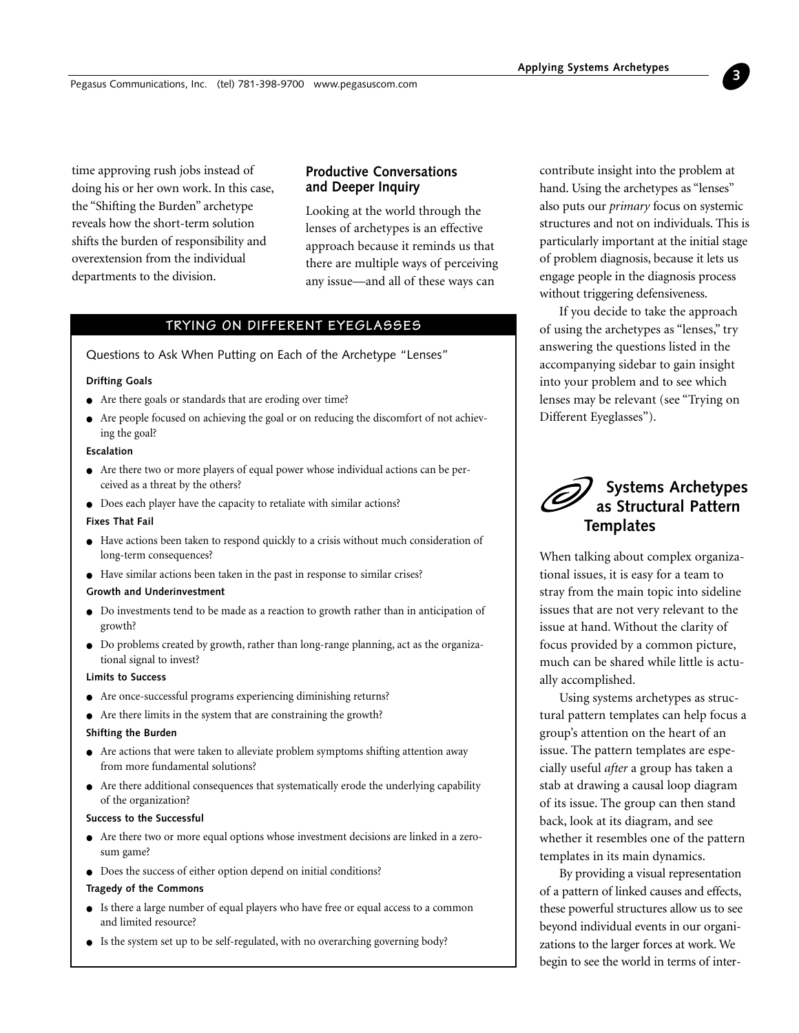time approving rush jobs instead of doing his or her own work. In this case, the "Shifting the Burden" archetype reveals how the short-term solution shifts the burden of responsibility and overextension from the individual departments to the division.

## Productive Conversations and Deeper Inquiry

Looking at the world through the lenses of archetypes is an effective approach because it reminds us that there are multiple ways of perceiving any issue—and all of these ways can contribute insight into the problem at hand. Using the archetypes as "lenses" also puts our *primary* focus on systemic structures and not on individuals. This is particularly important at the initial stage of problem diagnosis, because it lets us engage people in the diagnosis process without triggering defensiveness.

If you decide to take the approach of using the archetypes as "lenses," try answering the questions listed in the accompanying sidebar to gain insight into your problem and to see which lenses may be relevant (see "Trying on Different Eyeglasses").

### TRYING ON DIFFERENT EYEGLASSES

Questions to Ask When Putting on Each of the Archetype "Lenses"

**Drifting Goals**

- Are there goals or standards that are eroding over time?
- Are people focused on achieving the goal or on reducing the discomfort of not achieving the goal?

**Escalation**

- Are there two or more players of equal power whose individual actions can be perceived as a threat by the others?
- Does each player have the capacity to retaliate with similar actions?

**Fixes That Fail**

- Have actions been taken to respond quickly to a crisis without much consideration of long-term consequences?
- Have similar actions been taken in the past in response to similar crises?

**Growth and Underinvestment**

- Do investments tend to be made as a reaction to growth rather than in anticipation of growth?
- Do problems created by growth, rather than long-range planning, act as the organizational signal to invest?

**Limits to Success**

- Are once-successful programs experiencing diminishing returns?
- Are there limits in the system that are constraining the growth?

**Shifting the Burden**

- Are actions that were taken to alleviate problem symptoms shifting attention away from more fundamental solutions?
- Are there additional consequences that systematically erode the underlying capability of the organization?

**Success to the Successful**

- Are there two or more equal options whose investment decisions are linked in a zero-sum game?
- Does the success of either option depend on initial conditions?

**Tragedy of the Commons**

- Is there a large number of equal players who have free or equal access to a common and limited resource?
- Is the system set up to be self-regulated, with no overarching governing body?

## Systems Archetypes as Structural Pattern Templates

When talking about complex organizational issues, it is easy for a team to stray from the main topic into sideline issues that are not very relevant to the issue at hand. Without the clarity of focus provided by a common picture, much can be shared while little is actually accomplished.

Using systems archetypes as structural pattern templates can help focus a group's attention on the heart of an issue. The pattern templates are especially useful *after* a group has taken a stab at drawing a causal loop diagram of its issue. The group can then stand back, look at its diagram, and see whether it resembles one of the pattern templates in its main dynamics.

By providing a visual representation of a pattern of linked causes and effects, these powerful structures allow us to see beyond individual events in our organizations to the larger forces at work. We begin to see the world in terms of inter-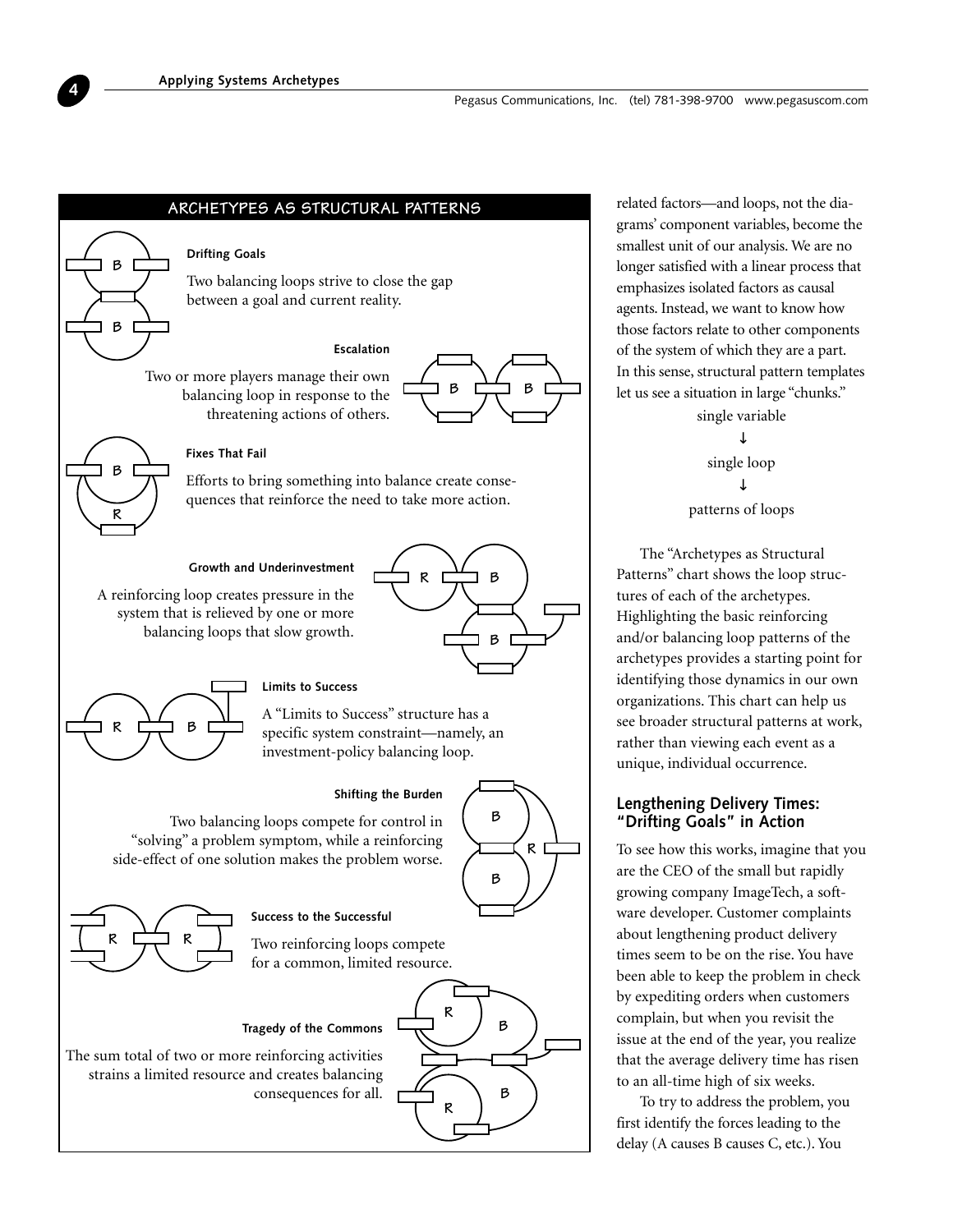## ARCHETYPES AS STRUCTURAL PATTERNS

**Drifting Goals**

Two balancing loops strive to close the gap between a goal and current reality.

**Escalation**

Two or more players manage their own balancing loop in response to the threatening actions of others.

**Fixes That Fail**

Efforts to bring something into balance create consequences that reinforce the need to take more action.

**Growth and Underinvestment**

A reinforcing loop creates pressure in the system that is relieved by one or more balancing loops that slow growth.

**Limits to Success**

A "Limits to Success" structure has a specific system constraint—namely, an investment-policy balancing loop.

**Shifting the Burden**

Two balancing loops compete for control in "solving" a problem symptom, while a reinforcing side-effect of one solution makes the problem worse.

**Success to the Successful**

Two reinforcing loops compete for a common, limited resource.

**Tragedy of the Commons**

The sum total of two or more reinforcing activities strains a limited resource and creates balancing consequences for all.

related factors—and loops, not the diagrams' component variables, become the smallest unit of our analysis. We are no longer satisfied with a linear process that emphasizes isolated factors as causal agents. Instead, we want to know how those factors relate to other components of the system of which they are a part. In this sense, structural pattern templates let us see a situation in large "chunks."

single variable
↓
single loop
↓
patterns of loops

The "Archetypes as Structural Patterns" chart shows the loop structures of each of the archetypes. Highlighting the basic reinforcing and/or balancing loop patterns of the archetypes provides a starting point for identifying those dynamics in our own organizations. This chart can help us see broader structural patterns at work, rather than viewing each event as a unique, individual occurrence.

### Lengthening Delivery Times: "Drifting Goals" in Action

To see how this works, imagine that you are the CEO of the small but rapidly growing company ImageTech, a software developer. Customer complaints about lengthening product delivery times seem to be on the rise. You have been able to keep the problem in check by expediting orders when customers complain, but when you revisit the issue at the end of the year, you realize that the average delivery time has risen to an all-time high of six weeks.

To try to address the problem, you first identify the forces leading to the delay (A causes B causes C, etc.). You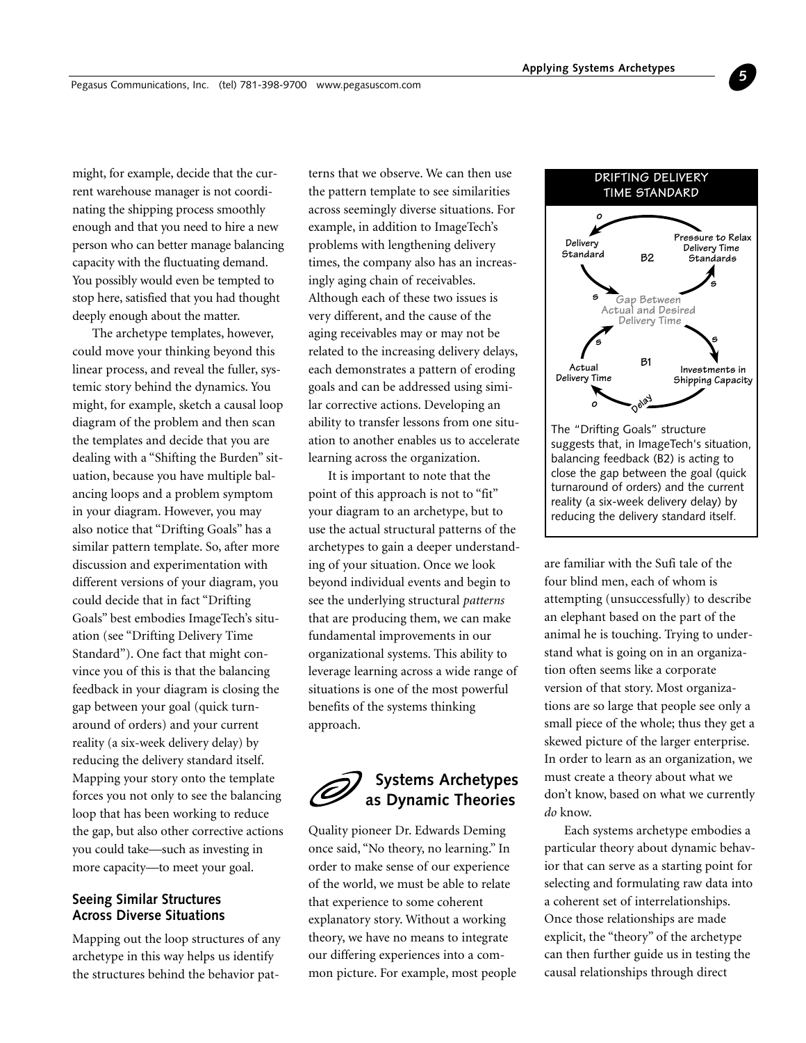might, for example, decide that the current warehouse manager is not coordinating the shipping process smoothly enough and that you need to hire a new person who can better manage balancing capacity with the fluctuating demand. You possibly would even be tempted to stop here, satisfied that you had thought deeply enough about the matter.

The archetype templates, however, could move your thinking beyond this linear process, and reveal the fuller, systemic story behind the dynamics. You might, for example, sketch a causal loop diagram of the problem and then scan the templates and decide that you are dealing with a "Shifting the Burden" situation, because you have multiple balancing loops and a problem symptom in your diagram. However, you may also notice that "Drifting Goals" has a similar pattern template. So, after more discussion and experimentation with different versions of your diagram, you could decide that in fact "Drifting Goals" best embodies ImageTech's situation (see "Drifting Delivery Time Standard"). One fact that might convince you of this is that the balancing feedback in your diagram is closing the gap between your goal (quick turnaround of orders) and your current reality (a six-week delivery delay) by reducing the delivery standard itself. Mapping your story onto the template forces you not only to see the balancing loop that has been working to reduce the gap, but also other corrective actions you could take—such as investing in more capacity—to meet your goal.

### Seeing Similar Structures Across Diverse Situations

Mapping out the loop structures of any archetype in this way helps us identify the structures behind the behavior patterns that we observe. We can then use the pattern template to see similarities across seemingly diverse situations. For example, in addition to ImageTech's problems with lengthening delivery times, the company also has an increasingly aging chain of receivables. Although each of these two issues is very different, and the cause of the aging receivables may or may not be related to the increasing delivery delays, each demonstrates a pattern of eroding goals and can be addressed using similar corrective actions. Developing an ability to transfer lessons from one situation to another enables us to accelerate learning across the organization.

It is important to note that the point of this approach is not to "fit" your diagram to an archetype, but to use the actual structural patterns of the archetypes to gain a deeper understanding of your situation. Once we look beyond individual events and begin to see the underlying structural *patterns* that are producing them, we can make fundamental improvements in our organizational systems. This ability to leverage learning across a wide range of situations is one of the most powerful benefits of the systems thinking approach.

**DRIFTING DELIVERY TIME STANDARD**

Delivery Standard; Pressure to Relax Delivery Time Standards; Gap Between Actual and Desired Delivery Time; Actual Delivery Time; Investments in Shipping Capacity; B2; B1; Delay; s; o

The "Drifting Goals" structure suggests that, in ImageTech's situation, balancing feedback (B2) is acting to close the gap between the goal (quick turnaround of orders) and the current reality (a six-week delivery delay) by reducing the delivery standard itself.

## Systems Archetypes as Dynamic Theories

Quality pioneer Dr. Edwards Deming once said, "No theory, no learning." In order to make sense of our experience of the world, we must be able to relate that experience to some coherent explanatory story. Without a working theory, we have no means to integrate our differing experiences into a common picture. For example, most people are familiar with the Sufi tale of the four blind men, each of whom is attempting (unsuccessfully) to describe an elephant based on the part of the animal he is touching. Trying to understand what is going on in an organization often seems like a corporate version of that story. Most organizations are so large that people see only a small piece of the whole; thus they get a skewed picture of the larger enterprise. In order to learn as an organization, we must create a theory about what we don't know, based on what we currently *do* know.

Each systems archetype embodies a particular theory about dynamic behavior that can serve as a starting point for selecting and formulating raw data into a coherent set of interrelationships. Once those relationships are made explicit, the "theory" of the archetype can then further guide us in testing the causal relationships through direct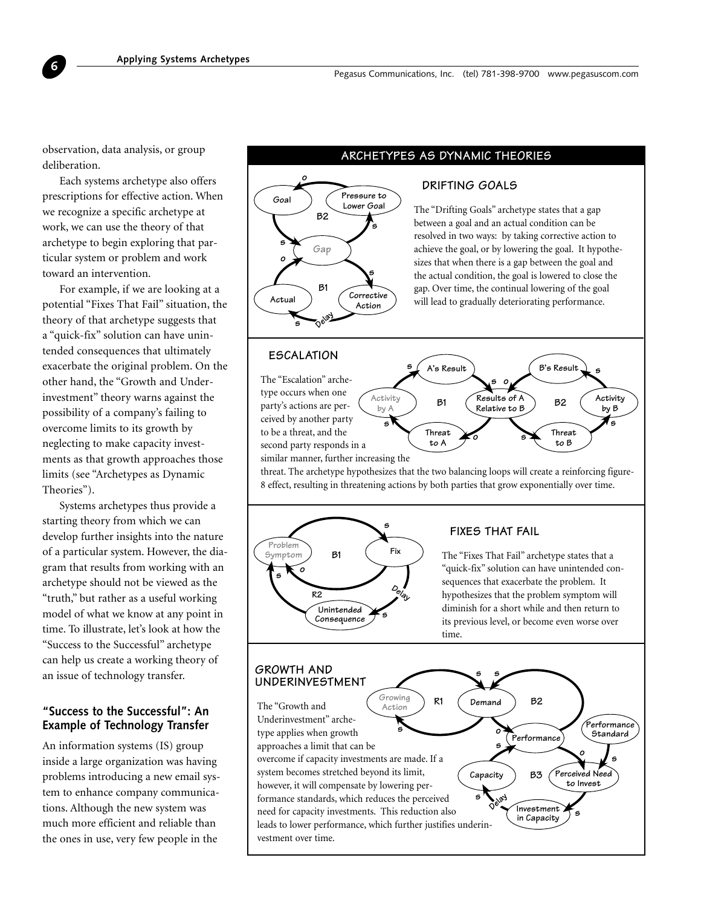observation, data analysis, or group deliberation.

Each systems archetype also offers prescriptions for effective action. When we recognize a specific archetype at work, we can use the theory of that archetype to begin exploring that particular system or problem and work toward an intervention.

For example, if we are looking at a potential "Fixes That Fail" situation, the theory of that archetype suggests that a "quick-fix" solution can have unintended consequences that ultimately exacerbate the original problem. On the other hand, the "Growth and Underinvestment" theory warns against the possibility of a company's failing to overcome limits to its growth by neglecting to make capacity investments as that growth approaches those limits (see "Archetypes as Dynamic Theories").

Systems archetypes thus provide a starting theory from which we can develop further insights into the nature of a particular system. However, the diagram that results from working with an archetype should not be viewed as the "truth," but rather as a useful working model of what we know at any point in time. To illustrate, let's look at how the "Success to the Successful" archetype can help us create a working theory of an issue of technology transfer.

## "Success to the Successful": An Example of Technology Transfer

An information systems (IS) group inside a large organization was having problems introducing a new email system to enhance company communications. Although the new system was much more efficient and reliable than the ones in use, very few people in the

## ARCHETYPES AS DYNAMIC THEORIES

### DRIFTING GOALS

The "Drifting Goals" archetype states that a gap between a goal and an actual condition can be resolved in two ways: by taking corrective action to achieve the goal, or by lowering the goal. It hypothesizes that when there is a gap between the goal and the actual condition, the goal is lowered to close the gap. Over time, the continual lowering of the goal will lead to gradually deteriorating performance.

### ESCALATION

The "Escalation" archetype occurs when one party's actions are perceived by another party to be a threat, and the second party responds in a similar manner, further increasing the threat. The archetype hypothesizes that the two balancing loops will create a reinforcing figure-8 effect, resulting in threatening actions by both parties that grow exponentially over time.

### FIXES THAT FAIL

The "Fixes That Fail" archetype states that a "quick-fix" solution can have unintended consequences that exacerbate the problem. It hypothesizes that the problem symptom will diminish for a short while and then return to its previous level, or become even worse over time.

### GROWTH AND UNDERINVESTMENT

The "Growth and Underinvestment" archetype applies when growth approaches a limit that can be overcome if capacity investments are made. If a system becomes stretched beyond its limit, however, it will compensate by lowering performance standards, which reduces the perceived need for capacity investments. This reduction also leads to lower performance, which further justifies underinvestment over time.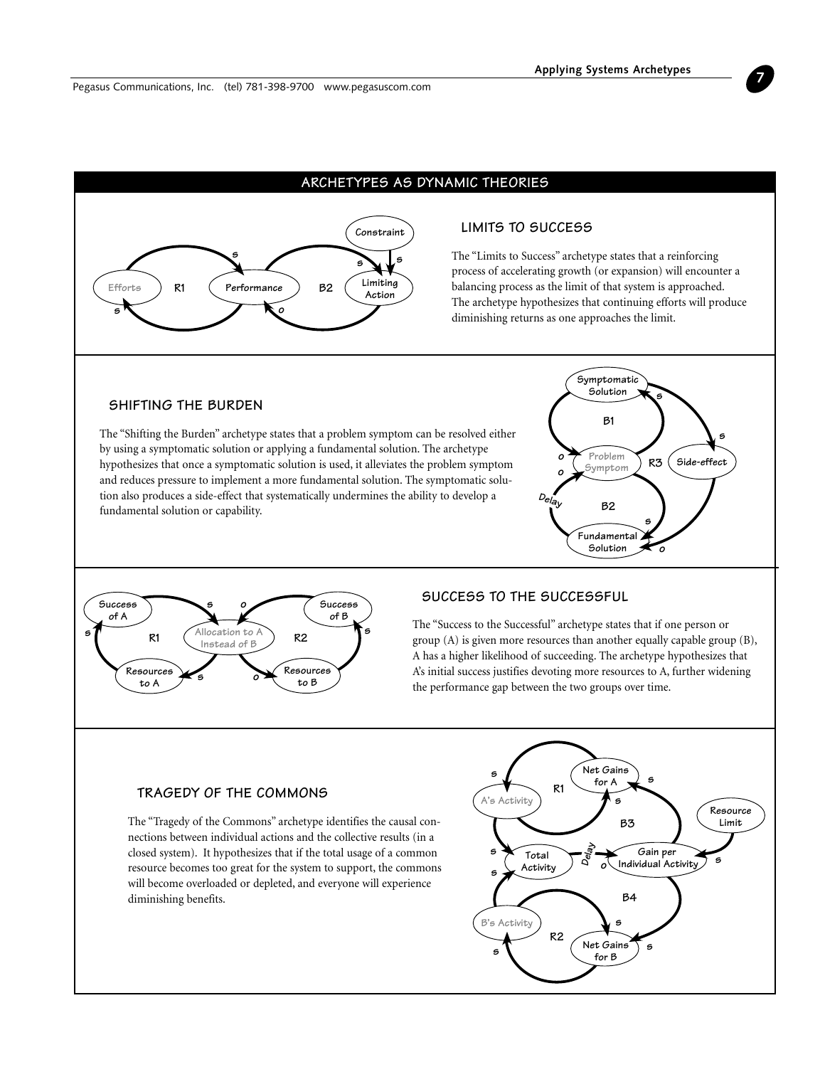## ARCHETYPES AS DYNAMIC THEORIES

### LIMITS TO SUCCESS

The "Limits to Success" archetype states that a reinforcing process of accelerating growth (or expansion) will encounter a balancing process as the limit of that system is approached. The archetype hypothesizes that continuing efforts will produce diminishing returns as one approaches the limit.

### SHIFTING THE BURDEN

The "Shifting the Burden" archetype states that a problem symptom can be resolved either by using a symptomatic solution or applying a fundamental solution. The archetype hypothesizes that once a symptomatic solution is used, it alleviates the problem symptom and reduces pressure to implement a more fundamental solution. The symptomatic solution also produces a side-effect that systematically undermines the ability to develop a fundamental solution or capability.

### SUCCESS TO THE SUCCESSFUL

The "Success to the Successful" archetype states that if one person or group (A) is given more resources than another equally capable group (B), A has a higher likelihood of succeeding. The archetype hypothesizes that A's initial success justifies devoting more resources to A, further widening the performance gap between the two groups over time.

### TRAGEDY OF THE COMMONS

The "Tragedy of the Commons" archetype identifies the causal connections between individual actions and the collective results (in a closed system). It hypothesizes that if the total usage of a common resource becomes too great for the system to support, the commons will become overloaded or depleted, and everyone will experience diminishing benefits.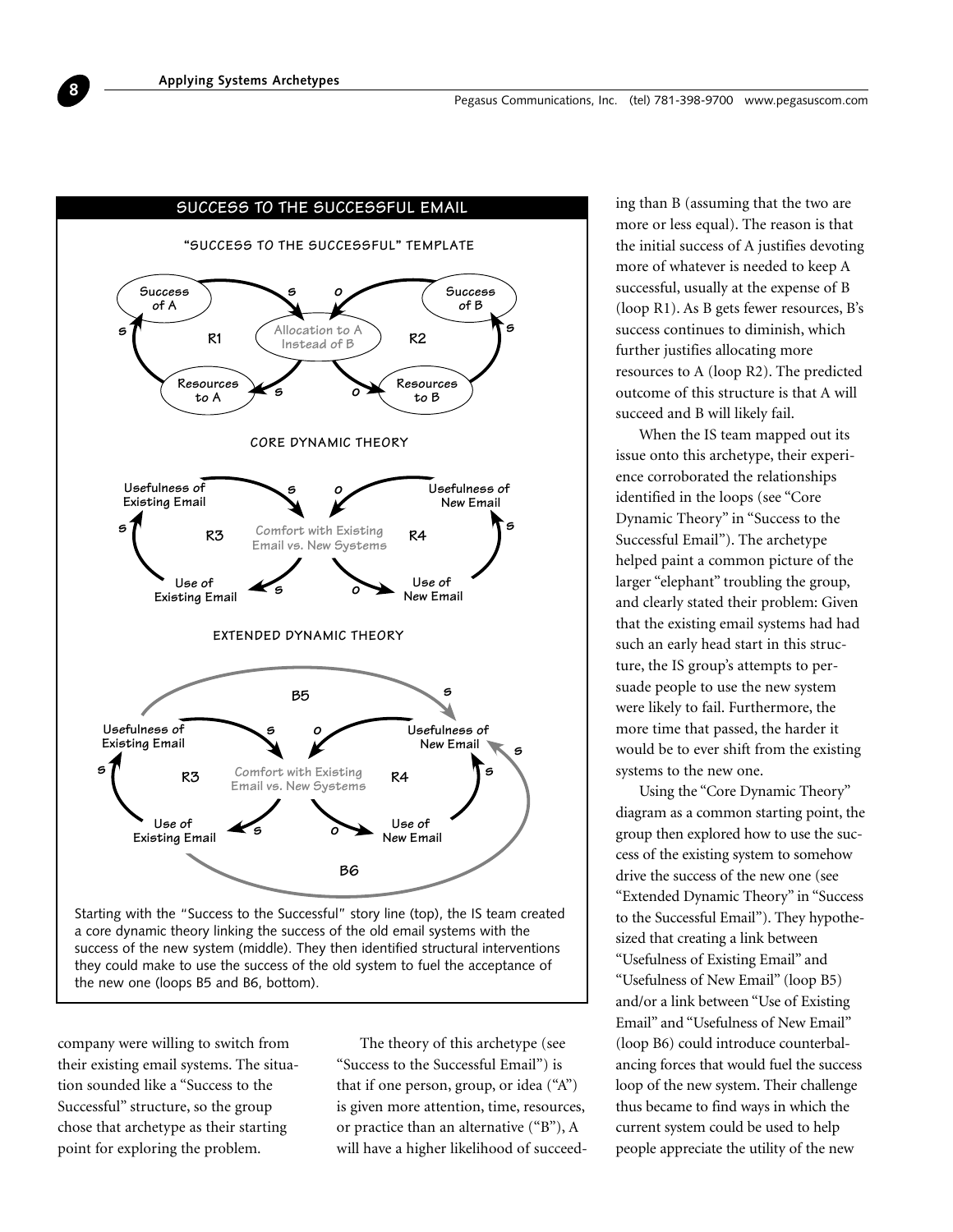company were willing to switch from their existing email systems. The situation sounded like a "Success to the Successful" structure, so the group chose that archetype as their starting point for exploring the problem.

The theory of this archetype (see "Success to the Successful Email") is that if one person, group, or idea ("A") is given more attention, time, resources, or practice than an alternative ("B"), A will have a higher likelihood of succeeding than B (assuming that the two are more or less equal). The reason is that the initial success of A justifies devoting more of whatever is needed to keep A successful, usually at the expense of B (loop R1). As B gets fewer resources, B's success continues to diminish, which further justifies allocating more resources to A (loop R2). The predicted outcome of this structure is that A will succeed and B will likely fail.

When the IS team mapped out its issue onto this archetype, their experience corroborated the relationships identified in the loops (see "Core Dynamic Theory" in "Success to the Successful Email"). The archetype helped paint a common picture of the larger "elephant" troubling the group, and clearly stated their problem: Given that the existing email systems had had such an early head start in this structure, the IS group's attempts to persuade people to use the new system were likely to fail. Furthermore, the more time that passed, the harder it would be to ever shift from the existing systems to the new one.

Using the "Core Dynamic Theory" diagram as a common starting point, the group then explored how to use the success of the existing system to somehow drive the success of the new one (see "Extended Dynamic Theory" in "Success to the Successful Email"). They hypothesized that creating a link between "Usefulness of Existing Email" and "Usefulness of New Email" (loop B5) and/or a link between "Use of Existing Email" and "Usefulness of New Email" (loop B6) could introduce counterbalancing forces that would fuel the success loop of the new system. Their challenge thus became to find ways in which the current system could be used to help people appreciate the utility of the new

**SUCCESS TO THE SUCCESSFUL EMAIL**

**"SUCCESS TO THE SUCCESSFUL" TEMPLATE**

**CORE DYNAMIC THEORY**

**EXTENDED DYNAMIC THEORY**

Starting with the "Success to the Successful" story line (top), the IS team created a core dynamic theory linking the success of the old email systems with the success of the new system (middle). They then identified structural interventions they could make to use the success of the old system to fuel the acceptance of the new one (loops B5 and B6, bottom).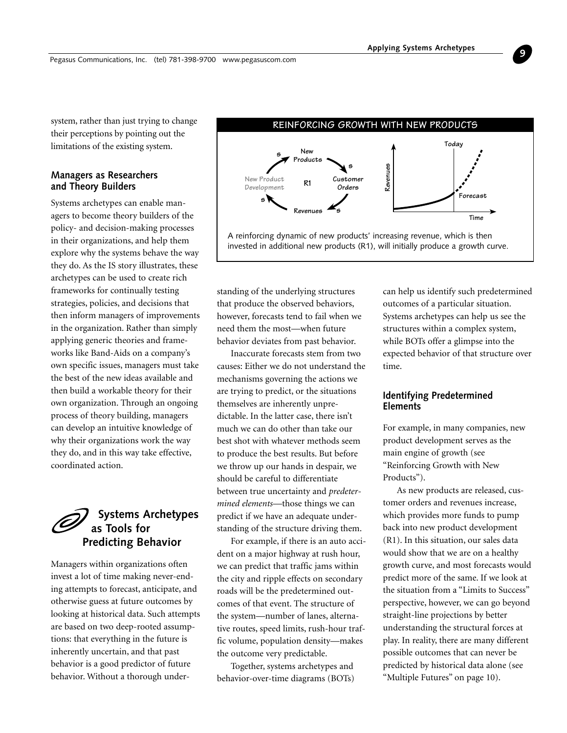system, rather than just trying to change their perceptions by pointing out the limitations of the existing system.

### Managers as Researchers and Theory Builders

Systems archetypes can enable managers to become theory builders of the policy- and decision-making processes in their organizations, and help them explore why the systems behave the way they do. As the IS story illustrates, these archetypes can be used to create rich frameworks for continually testing strategies, policies, and decisions that then inform managers of improvements in the organization. Rather than simply applying generic theories and frameworks like Band-Aids on a company's own specific issues, managers must take the best of the new ideas available and then build a workable theory for their own organization. Through an ongoing process of theory building, managers can develop an intuitive knowledge of why their organizations work the way they do, and in this way take effective, coordinated action.

## Systems Archetypes as Tools for Predicting Behavior

Managers within organizations often invest a lot of time making never-ending attempts to forecast, anticipate, and otherwise guess at future outcomes by looking at historical data. Such attempts are based on two deep-rooted assumptions: that everything in the future is inherently uncertain, and that past behavior is a good predictor of future behavior. Without a thorough understanding of the underlying structures that produce the observed behaviors, however, forecasts tend to fail when we need them the most—when future behavior deviates from past behavior.

Inaccurate forecasts stem from two causes: Either we do not understand the mechanisms governing the actions we are trying to predict, or the situations themselves are inherently unpredictable. In the latter case, there isn't much we can do other than take our best shot with whatever methods seem to produce the best results. But before we throw up our hands in despair, we should be careful to differentiate between true uncertainty and *predetermined elements*—those things we can predict if we have an adequate understanding of the structure driving them.

For example, if there is an auto accident on a major highway at rush hour, we can predict that traffic jams within the city and ripple effects on secondary roads will be the predetermined outcomes of that event. The structure of the system—number of lanes, alternative routes, speed limits, rush-hour traffic volume, population density—makes the outcome very predictable.

Together, systems archetypes and behavior-over-time diagrams (BOTs) can help us identify such predetermined outcomes of a particular situation. Systems archetypes can help us see the structures within a complex system, while BOTs offer a glimpse into the expected behavior of that structure over time.

**REINFORCING GROWTH WITH NEW PRODUCTS**

New Products —s→ Customer Orders —s→ Revenues —s→ New Product Development —s→ New Products (R1)

Revenues vs. Time: Today, Forecast

A reinforcing dynamic of new products' increasing revenue, which is then invested in additional new products (R1), will initially produce a growth curve.

### Identifying Predetermined Elements

For example, in many companies, new product development serves as the main engine of growth (see "Reinforcing Growth with New Products").

As new products are released, customer orders and revenues increase, which provides more funds to pump back into new product development (R1). In this situation, our sales data would show that we are on a healthy growth curve, and most forecasts would predict more of the same. If we look at the situation from a "Limits to Success" perspective, however, we can go beyond straight-line projections by better understanding the structural forces at play. In reality, there are many different possible outcomes that can never be predicted by historical data alone (see "Multiple Futures" on page 10).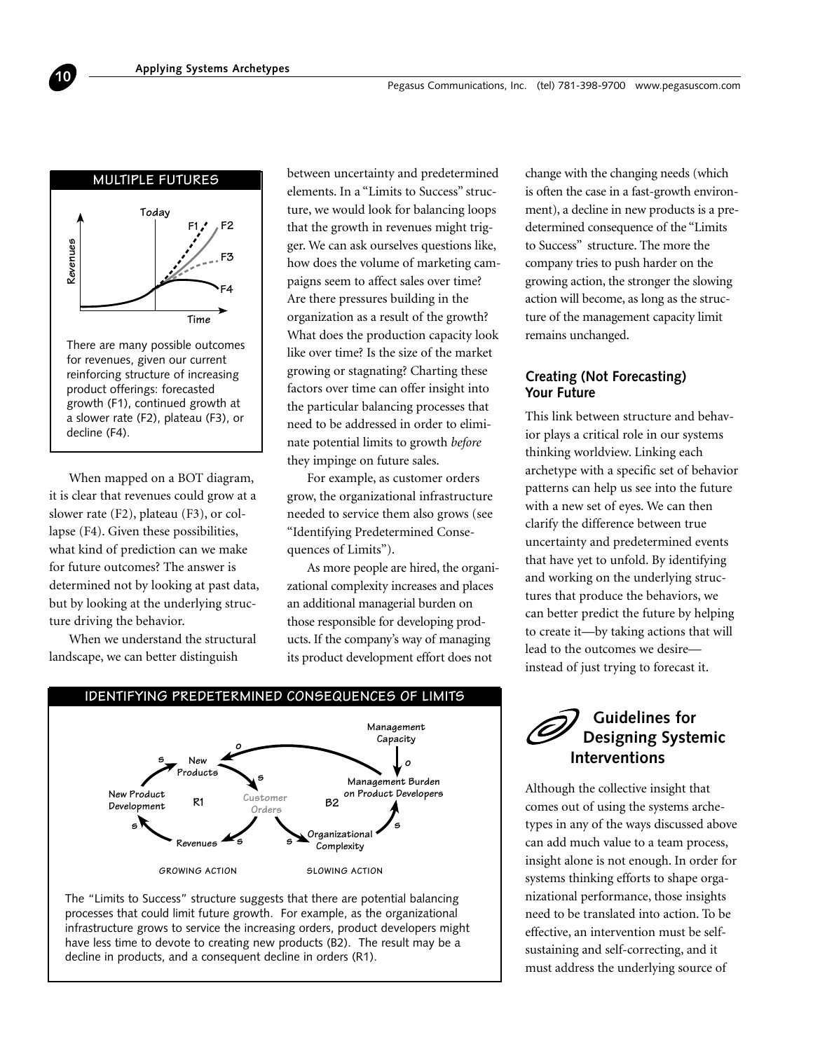**MULTIPLE FUTURES**

There are many possible outcomes for revenues, given our current reinforcing structure of increasing product offerings: forecasted growth (F1), continued growth at a slower rate (F2), plateau (F3), or decline (F4).

When mapped on a BOT diagram, it is clear that revenues could grow at a slower rate (F2), plateau (F3), or collapse (F4). Given these possibilities, what kind of prediction can we make for future outcomes? The answer is determined not by looking at past data, but by looking at the underlying structure driving the behavior.

When we understand the structural landscape, we can better distinguish between uncertainty and predetermined elements. In a "Limits to Success" structure, we would look for balancing loops that the growth in revenues might trigger. We can ask ourselves questions like, how does the volume of marketing campaigns seem to affect sales over time? Are there pressures building in the organization as a result of the growth? What does the production capacity look like over time? Is the size of the market growing or stagnating? Charting these factors over time can offer insight into the particular balancing processes that need to be addressed in order to eliminate potential limits to growth *before* they impinge on future sales.

For example, as customer orders grow, the organizational infrastructure needed to service them also grows (see "Identifying Predetermined Consequences of Limits").

As more people are hired, the organizational complexity increases and places an additional managerial burden on those responsible for developing products. If the company's way of managing its product development effort does not change with the changing needs (which is often the case in a fast-growth environment), a decline in new products is a predetermined consequence of the "Limits to Success" structure. The more the company tries to push harder on the growing action, the stronger the slowing action will become, as long as the structure of the management capacity limit remains unchanged.

### Creating (Not Forecasting) Your Future

This link between structure and behavior plays a critical role in our systems thinking worldview. Linking each archetype with a specific set of behavior patterns can help us see into the future with a new set of eyes. We can then clarify the difference between true uncertainty and predetermined events that have yet to unfold. By identifying and working on the underlying structures that produce the behaviors, we can better predict the future by helping to create it—by taking actions that will lead to the outcomes we desire—instead of just trying to forecast it.

**IDENTIFYING PREDETERMINED CONSEQUENCES OF LIMITS**

The "Limits to Success" structure suggests that there are potential balancing processes that could limit future growth. For example, as the organizational infrastructure grows to service the increasing orders, product developers might have less time to devote to creating new products (B2). The result may be a decline in products, and a consequent decline in orders (R1).

## Guidelines for Designing Systemic Interventions

Although the collective insight that comes out of using the systems archetypes in any of the ways discussed above can add much value to a team process, insight alone is not enough. In order for systems thinking efforts to shape organizational performance, those insights need to be translated into action. To be effective, an intervention must be self-sustaining and self-correcting, and it must address the underlying source of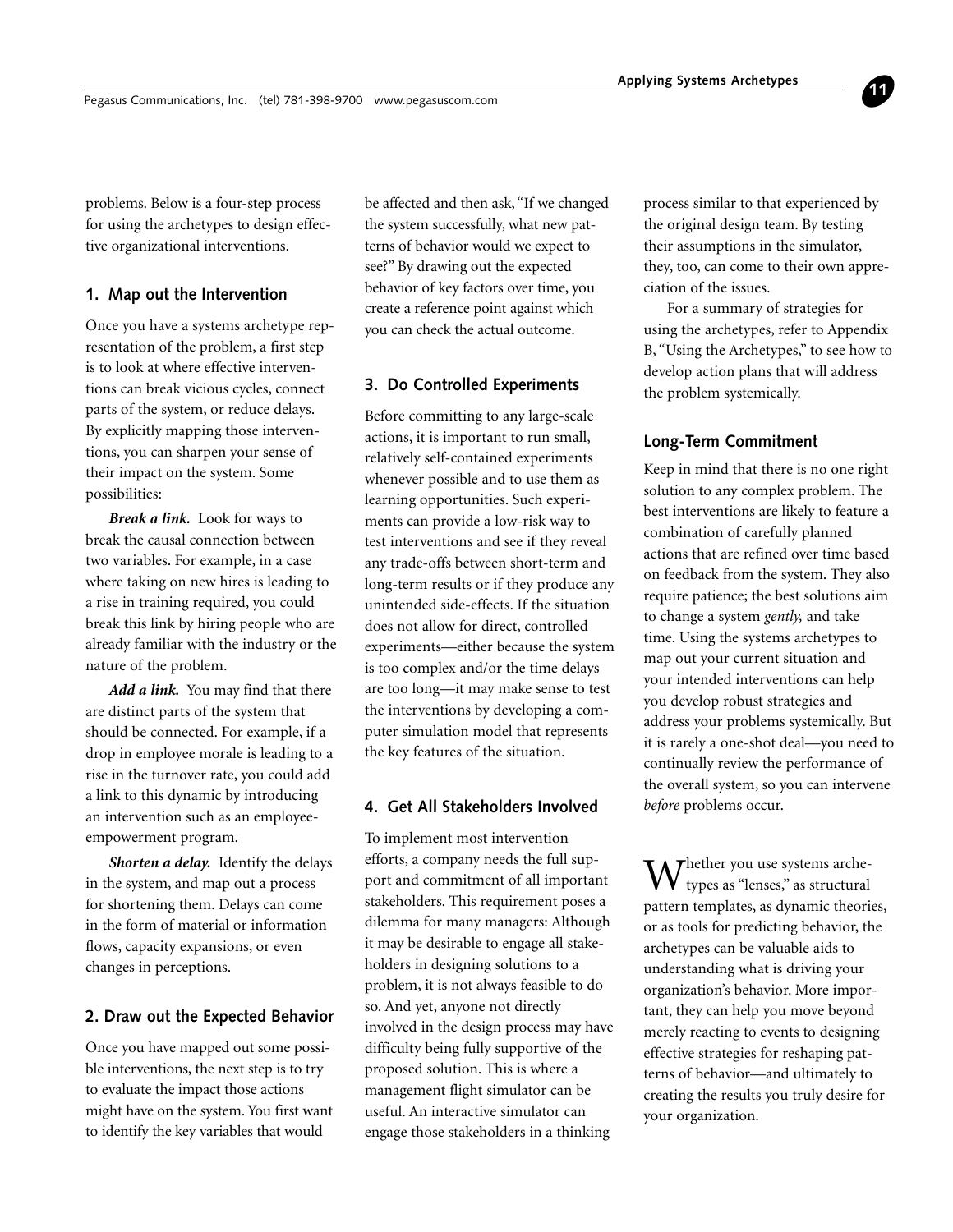problems. Below is a four-step process for using the archetypes to design effective organizational interventions.

### 1. Map out the Intervention

Once you have a systems archetype representation of the problem, a first step is to look at where effective interventions can break vicious cycles, connect parts of the system, or reduce delays. By explicitly mapping those interventions, you can sharpen your sense of their impact on the system. Some possibilities:

***Break a link.*** Look for ways to break the causal connection between two variables. For example, in a case where taking on new hires is leading to a rise in training required, you could break this link by hiring people who are already familiar with the industry or the nature of the problem.

***Add a link.*** You may find that there are distinct parts of the system that should be connected. For example, if a drop in employee morale is leading to a rise in the turnover rate, you could add a link to this dynamic by introducing an intervention such as an employee-empowerment program.

***Shorten a delay.*** Identify the delays in the system, and map out a process for shortening them. Delays can come in the form of material or information flows, capacity expansions, or even changes in perceptions.

### 2. Draw out the Expected Behavior

Once you have mapped out some possible interventions, the next step is to try to evaluate the impact those actions might have on the system. You first want to identify the key variables that would be affected and then ask, "If we changed the system successfully, what new patterns of behavior would we expect to see?" By drawing out the expected behavior of key factors over time, you create a reference point against which you can check the actual outcome.

### 3. Do Controlled Experiments

Before committing to any large-scale actions, it is important to run small, relatively self-contained experiments whenever possible and to use them as learning opportunities. Such experiments can provide a low-risk way to test interventions and see if they reveal any trade-offs between short-term and long-term results or if they produce any unintended side-effects. If the situation does not allow for direct, controlled experiments—either because the system is too complex and/or the time delays are too long—it may make sense to test the interventions by developing a computer simulation model that represents the key features of the situation.

### 4. Get All Stakeholders Involved

To implement most intervention efforts, a company needs the full support and commitment of all important stakeholders. This requirement poses a dilemma for many managers: Although it may be desirable to engage all stakeholders in designing solutions to a problem, it is not always feasible to do so. And yet, anyone not directly involved in the design process may have difficulty being fully supportive of the proposed solution. This is where a management flight simulator can be useful. An interactive simulator can engage those stakeholders in a thinking process similar to that experienced by the original design team. By testing their assumptions in the simulator, they, too, can come to their own appreciation of the issues.

For a summary of strategies for using the archetypes, refer to Appendix B, "Using the Archetypes," to see how to develop action plans that will address the problem systemically.

### Long-Term Commitment

Keep in mind that there is no one right solution to any complex problem. The best interventions are likely to feature a combination of carefully planned actions that are refined over time based on feedback from the system. They also require patience; the best solutions aim to change a system *gently,* and take time. Using the systems archetypes to map out your current situation and your intended interventions can help you develop robust strategies and address your problems systemically. But it is rarely a one-shot deal—you need to continually review the performance of the overall system, so you can intervene *before* problems occur.

Whether you use systems archetypes as "lenses," as structural pattern templates, as dynamic theories, or as tools for predicting behavior, the archetypes can be valuable aids to understanding what is driving your organization's behavior. More important, they can help you move beyond merely reacting to events to designing effective strategies for reshaping patterns of behavior—and ultimately to creating the results you truly desire for your organization.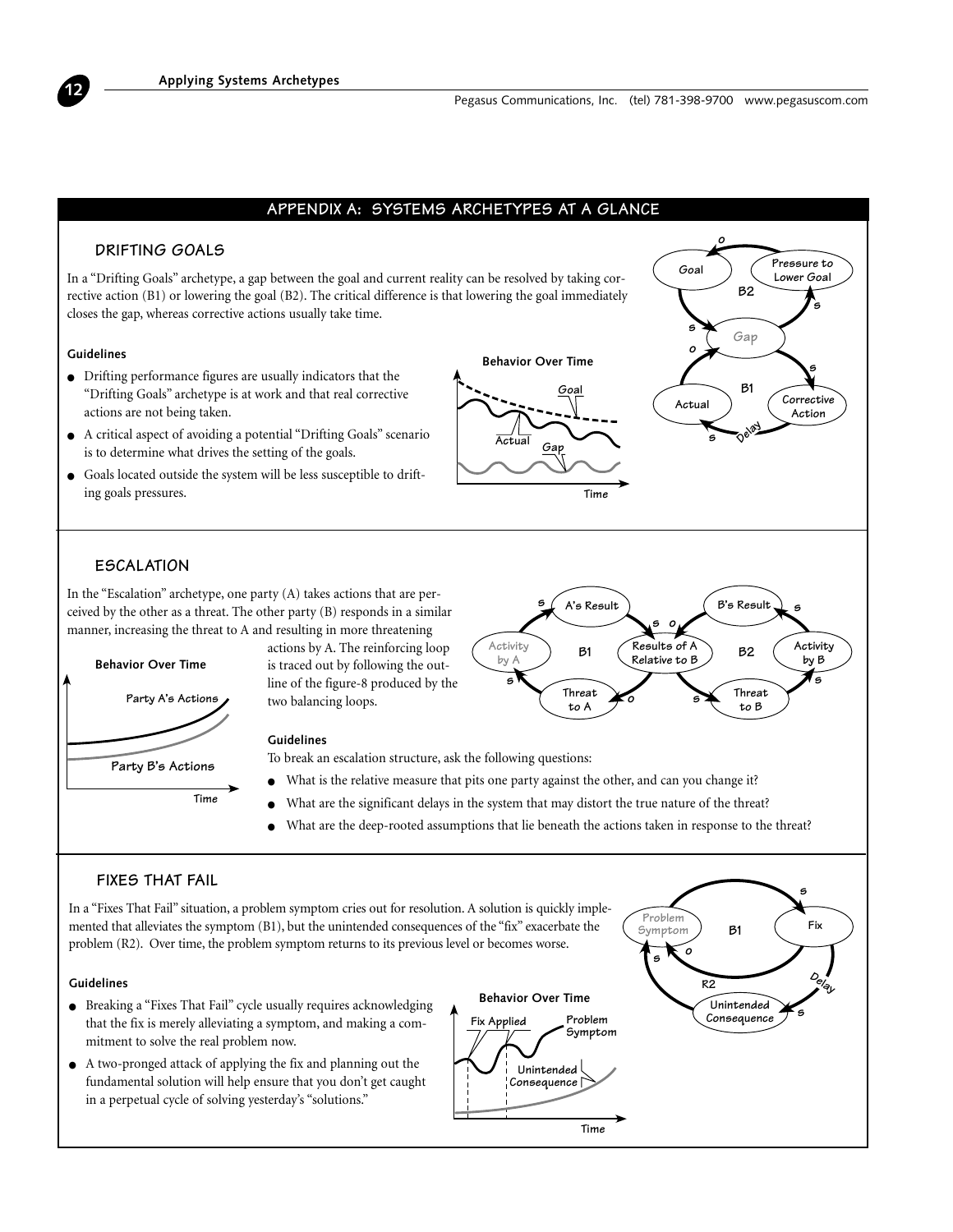## APPENDIX A: SYSTEMS ARCHETYPES AT A GLANCE

### DRIFTING GOALS

In a "Drifting Goals" archetype, a gap between the goal and current reality can be resolved by taking corrective action (B1) or lowering the goal (B2). The critical difference is that lowering the goal immediately closes the gap, whereas corrective actions usually take time.

**Guidelines**

- Drifting performance figures are usually indicators that the "Drifting Goals" archetype is at work and that real corrective actions are not being taken.
- A critical aspect of avoiding a potential "Drifting Goals" scenario is to determine what drives the setting of the goals.
- Goals located outside the system will be less susceptible to drifting goals pressures.

### ESCALATION

In the "Escalation" archetype, one party (A) takes actions that are perceived by the other as a threat. The other party (B) responds in a similar manner, increasing the threat to A and resulting in more threatening actions by A. The reinforcing loop is traced out by following the outline of the figure-8 produced by the two balancing loops.

**Guidelines**

To break an escalation structure, ask the following questions:

- What is the relative measure that pits one party against the other, and can you change it?
- What are the significant delays in the system that may distort the true nature of the threat?
- What are the deep-rooted assumptions that lie beneath the actions taken in response to the threat?

### FIXES THAT FAIL

In a "Fixes That Fail" situation, a problem symptom cries out for resolution. A solution is quickly implemented that alleviates the symptom (B1), but the unintended consequences of the "fix" exacerbate the problem (R2). Over time, the problem symptom returns to its previous level or becomes worse.

**Guidelines**

- Breaking a "Fixes That Fail" cycle usually requires acknowledging that the fix is merely alleviating a symptom, and making a commitment to solve the real problem now.
- A two-pronged attack of applying the fix and planning out the fundamental solution will help ensure that you don't get caught in a perpetual cycle of solving yesterday's "solutions."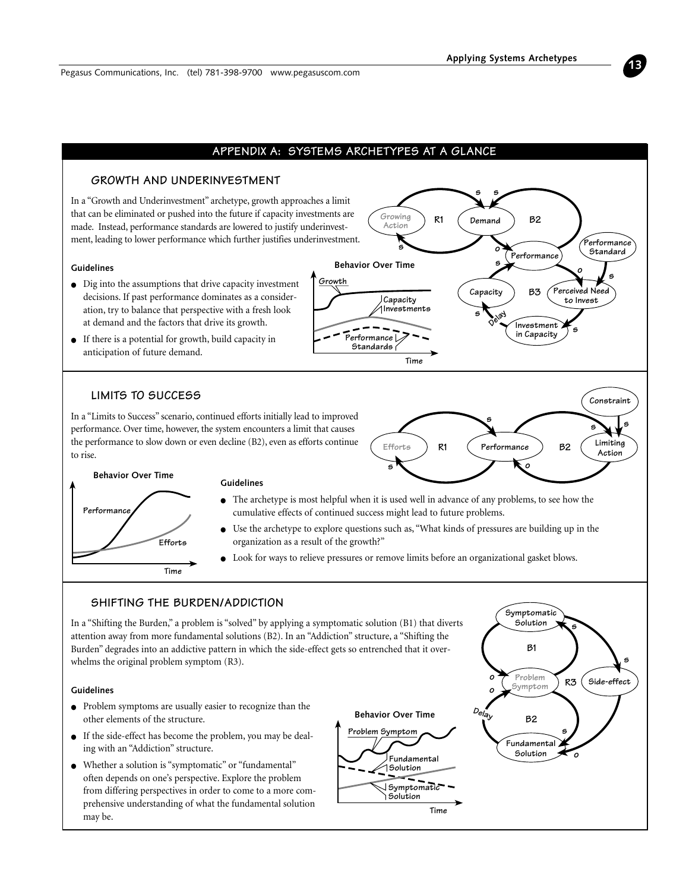# APPENDIX A: SYSTEMS ARCHETYPES AT A GLANCE

## GROWTH AND UNDERINVESTMENT

In a "Growth and Underinvestment" archetype, growth approaches a limit that can be eliminated or pushed into the future if capacity investments are made. Instead, performance standards are lowered to justify underinvestment, leading to lower performance which further justifies underinvestment.

### Guidelines

- Dig into the assumptions that drive capacity investment decisions. If past performance dominates as a consideration, try to balance that perspective with a fresh look at demand and the factors that drive its growth.
- If there is a potential for growth, build capacity in anticipation of future demand.

## LIMITS TO SUCCESS

In a "Limits to Success" scenario, continued efforts initially lead to improved performance. Over time, however, the system encounters a limit that causes the performance to slow down or even decline (B2), even as efforts continue to rise.

### Guidelines

- The archetype is most helpful when it is used well in advance of any problems, to see how the cumulative effects of continued success might lead to future problems.
- Use the archetype to explore questions such as, "What kinds of pressures are building up in the organization as a result of the growth?"
- Look for ways to relieve pressures or remove limits before an organizational gasket blows.

## SHIFTING THE BURDEN/ADDICTION

In a "Shifting the Burden," a problem is "solved" by applying a symptomatic solution (B1) that diverts attention away from more fundamental solutions (B2). In an "Addiction" structure, a "Shifting the Burden" degrades into an addictive pattern in which the side-effect gets so entrenched that it overwhelms the original problem symptom (R3).

### Guidelines

- Problem symptoms are usually easier to recognize than the other elements of the structure.
- If the side-effect has become the problem, you may be dealing with an "Addiction" structure.
- Whether a solution is "symptomatic" or "fundamental" often depends on one's perspective. Explore the problem from differing perspectives in order to come to a more comprehensive understanding of what the fundamental solution may be.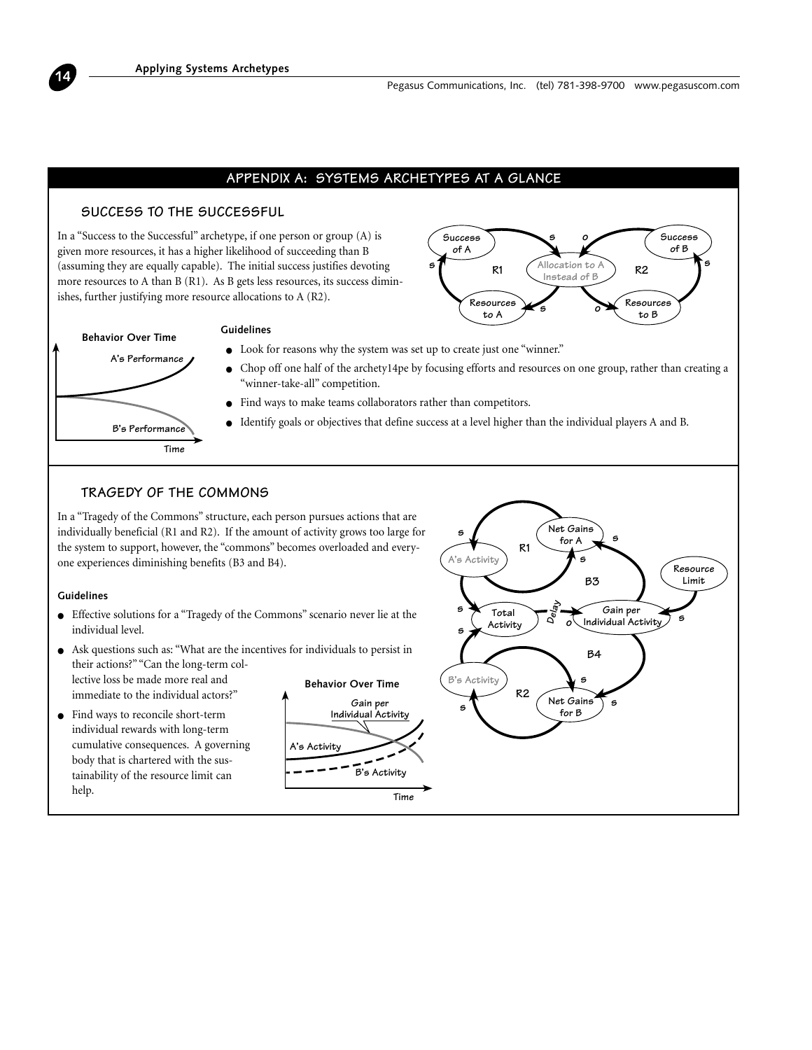# APPENDIX A: SYSTEMS ARCHETYPES AT A GLANCE

## SUCCESS TO THE SUCCESSFUL

In a "Success to the Successful" archetype, if one person or group (A) is given more resources, it has a higher likelihood of succeeding than B (assuming they are equally capable). The initial success justifies devoting more resources to A than B (R1). As B gets less resources, its success diminishes, further justifying more resource allocations to A (R2).

**Guidelines**

- Look for reasons why the system was set up to create just one "winner."
- Chop off one half of the archety14pe by focusing efforts and resources on one group, rather than creating a "winner-take-all" competition.
- Find ways to make teams collaborators rather than competitors.
- Identify goals or objectives that define success at a level higher than the individual players A and B.

## TRAGEDY OF THE COMMONS

In a "Tragedy of the Commons" structure, each person pursues actions that are individually beneficial (R1 and R2). If the amount of activity grows too large for the system to support, however, the "commons" becomes overloaded and everyone experiences diminishing benefits (B3 and B4).

**Guidelines**

- Effective solutions for a "Tragedy of the Commons" scenario never lie at the individual level.
- Ask questions such as: "What are the incentives for individuals to persist in their actions?" "Can the long-term collective loss be made more real and immediate to the individual actors?"
- Find ways to reconcile short-term individual rewards with long-term cumulative consequences. A governing body that is chartered with the sustainability of the resource limit can help.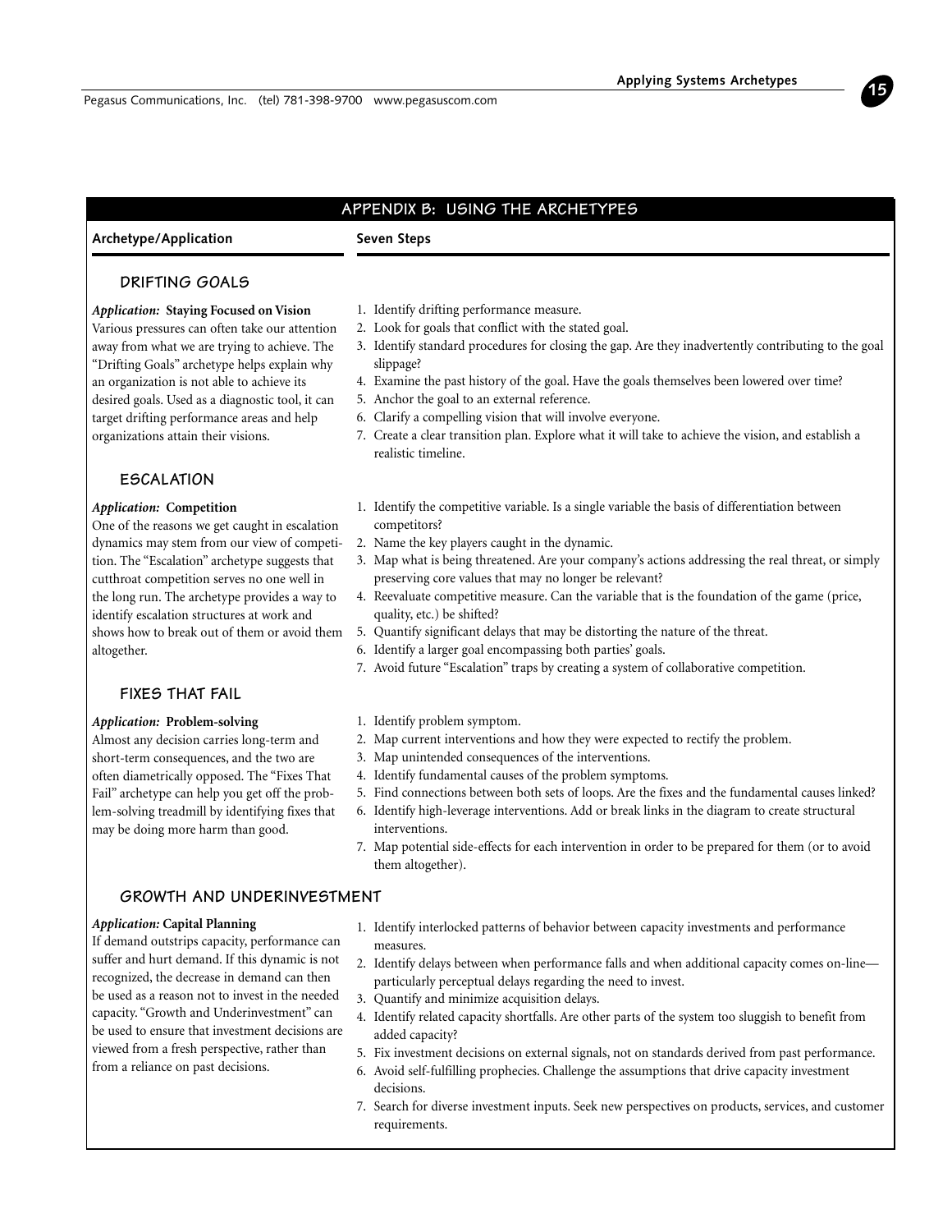## APPENDIX B: USING THE ARCHETYPES

**Archetype/Application** — **Seven Steps**

### DRIFTING GOALS

***Application:* Staying Focused on Vision**
Various pressures can often take our attention away from what we are trying to achieve. The "Drifting Goals" archetype helps explain why an organization is not able to achieve its desired goals. Used as a diagnostic tool, it can target drifting performance areas and help organizations attain their visions.

1. Identify drifting performance measure.
2. Look for goals that conflict with the stated goal.
3. Identify standard procedures for closing the gap. Are they inadvertently contributing to the goal slippage?
4. Examine the past history of the goal. Have the goals themselves been lowered over time?
5. Anchor the goal to an external reference.
6. Clarify a compelling vision that will involve everyone.
7. Create a clear transition plan. Explore what it will take to achieve the vision, and establish a realistic timeline.

### ESCALATION

***Application:* Competition**
One of the reasons we get caught in escalation dynamics may stem from our view of competition. The "Escalation" archetype suggests that cutthroat competition serves no one well in the long run. The archetype provides a way to identify escalation structures at work and shows how to break out of them or avoid them altogether.

1. Identify the competitive variable. Is a single variable the basis of differentiation between competitors?
2. Name the key players caught in the dynamic.
3. Map what is being threatened. Are your company's actions addressing the real threat, or simply preserving core values that may no longer be relevant?
4. Reevaluate competitive measure. Can the variable that is the foundation of the game (price, quality, etc.) be shifted?
5. Quantify significant delays that may be distorting the nature of the threat.
6. Identify a larger goal encompassing both parties' goals.
7. Avoid future "Escalation" traps by creating a system of collaborative competition.

### FIXES THAT FAIL

***Application:* Problem-solving**
Almost any decision carries long-term and short-term consequences, and the two are often diametrically opposed. The "Fixes That Fail" archetype can help you get off the problem-solving treadmill by identifying fixes that may be doing more harm than good.

1. Identify problem symptom.
2. Map current interventions and how they were expected to rectify the problem.
3. Map unintended consequences of the interventions.
4. Identify fundamental causes of the problem symptoms.
5. Find connections between both sets of loops. Are the fixes and the fundamental causes linked?
6. Identify high-leverage interventions. Add or break links in the diagram to create structural interventions.
7. Map potential side-effects for each intervention in order to be prepared for them (or to avoid them altogether).

### GROWTH AND UNDERINVESTMENT

***Application:* Capital Planning**
If demand outstrips capacity, performance can suffer and hurt demand. If this dynamic is not recognized, the decrease in demand can then be used as a reason not to invest in the needed capacity. "Growth and Underinvestment" can be used to ensure that investment decisions are viewed from a fresh perspective, rather than from a reliance on past decisions.

1. Identify interlocked patterns of behavior between capacity investments and performance measures.
2. Identify delays between when performance falls and when additional capacity comes on-line—particularly perceptual delays regarding the need to invest.
3. Quantify and minimize acquisition delays.
4. Identify related capacity shortfalls. Are other parts of the system too sluggish to benefit from added capacity?
5. Fix investment decisions on external signals, not on standards derived from past performance.
6. Avoid self-fulfilling prophecies. Challenge the assumptions that drive capacity investment decisions.
7. Search for diverse investment inputs. Seek new perspectives on products, services, and customer requirements.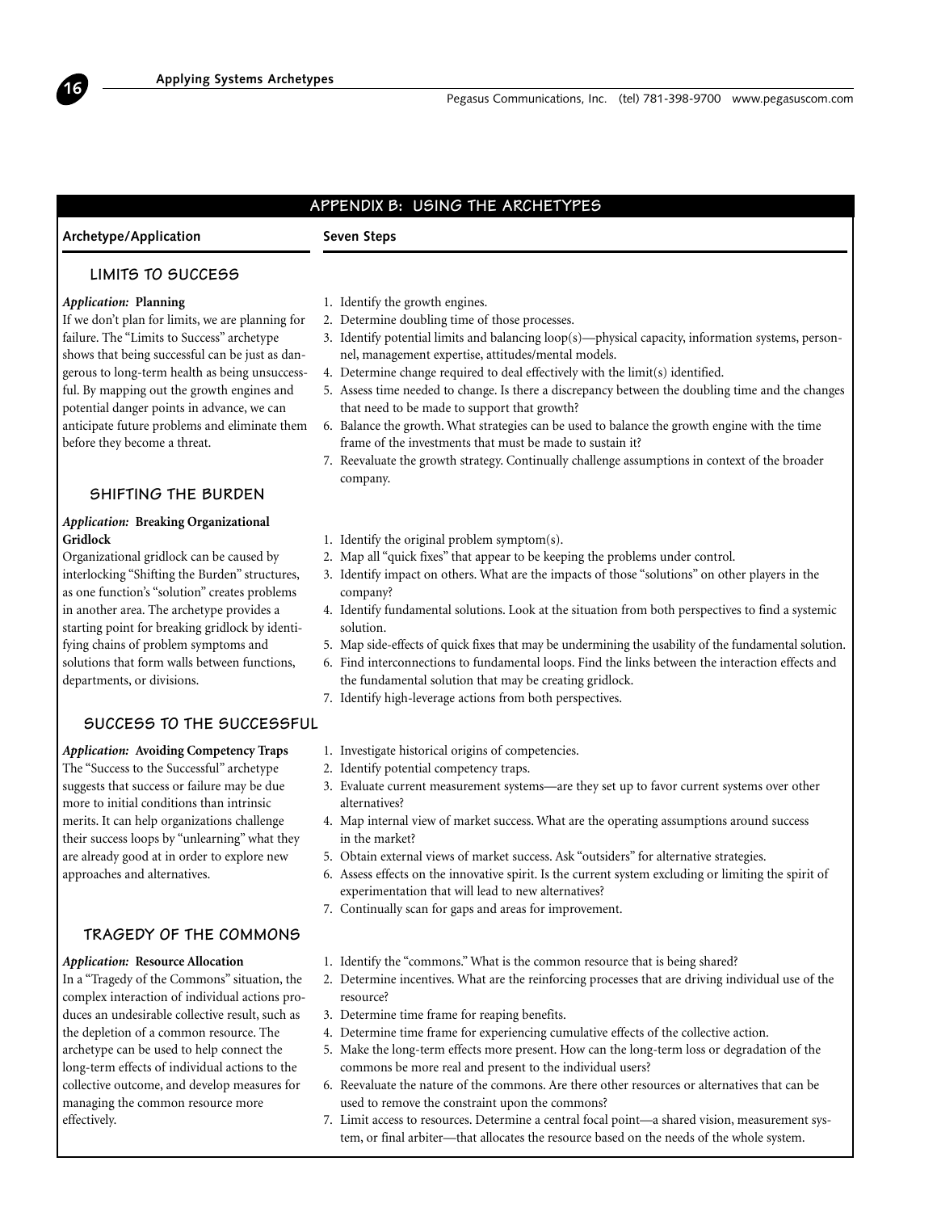## APPENDIX B: USING THE ARCHETYPES

**Archetype/Application** — **Seven Steps**

### LIMITS TO SUCCESS

***Application:* Planning**

If we don't plan for limits, we are planning for failure. The "Limits to Success" archetype shows that being successful can be just as dangerous to long-term health as being unsuccessful. By mapping out the growth engines and potential danger points in advance, we can anticipate future problems and eliminate them before they become a threat.

1. Identify the growth engines.
2. Determine doubling time of those processes.
3. Identify potential limits and balancing loop(s)—physical capacity, information systems, personnel, management expertise, attitudes/mental models.
4. Determine change required to deal effectively with the limit(s) identified.
5. Assess time needed to change. Is there a discrepancy between the doubling time and the changes that need to be made to support that growth?
6. Balance the growth. What strategies can be used to balance the growth engine with the time frame of the investments that must be made to sustain it?
7. Reevaluate the growth strategy. Continually challenge assumptions in context of the broader company.

### SHIFTING THE BURDEN

***Application:* Breaking Organizational Gridlock**

Organizational gridlock can be caused by interlocking "Shifting the Burden" structures, as one function's "solution" creates problems in another area. The archetype provides a starting point for breaking gridlock by identifying chains of problem symptoms and solutions that form walls between functions, departments, or divisions.

1. Identify the original problem symptom(s).
2. Map all "quick fixes" that appear to be keeping the problems under control.
3. Identify impact on others. What are the impacts of those "solutions" on other players in the company?
4. Identify fundamental solutions. Look at the situation from both perspectives to find a systemic solution.
5. Map side-effects of quick fixes that may be undermining the usability of the fundamental solution.
6. Find interconnections to fundamental loops. Find the links between the interaction effects and the fundamental solution that may be creating gridlock.
7. Identify high-leverage actions from both perspectives.

### SUCCESS TO THE SUCCESSFUL

***Application:* Avoiding Competency Traps**

The "Success to the Successful" archetype suggests that success or failure may be due more to initial conditions than intrinsic merits. It can help organizations challenge their success loops by "unlearning" what they are already good at in order to explore new approaches and alternatives.

1. Investigate historical origins of competencies.
2. Identify potential competency traps.
3. Evaluate current measurement systems—are they set up to favor current systems over other alternatives?
4. Map internal view of market success. What are the operating assumptions around success in the market?
5. Obtain external views of market success. Ask "outsiders" for alternative strategies.
6. Assess effects on the innovative spirit. Is the current system excluding or limiting the spirit of experimentation that will lead to new alternatives?
7. Continually scan for gaps and areas for improvement.

### TRAGEDY OF THE COMMONS

***Application:* Resource Allocation**

In a "Tragedy of the Commons" situation, the complex interaction of individual actions produces an undesirable collective result, such as the depletion of a common resource. The archetype can be used to help connect the long-term effects of individual actions to the collective outcome, and develop measures for managing the common resource more effectively.

1. Identify the "commons." What is the common resource that is being shared?
2. Determine incentives. What are the reinforcing processes that are driving individual use of the resource?
3. Determine time frame for reaping benefits.
4. Determine time frame for experiencing cumulative effects of the collective action.
5. Make the long-term effects more present. How can the long-term loss or degradation of the commons be more real and present to the individual users?
6. Reevaluate the nature of the commons. Are there other resources or alternatives that can be used to remove the constraint upon the commons?
7. Limit access to resources. Determine a central focal point—a shared vision, measurement system, or final arbiter—that allocates the resource based on the needs of the whole system.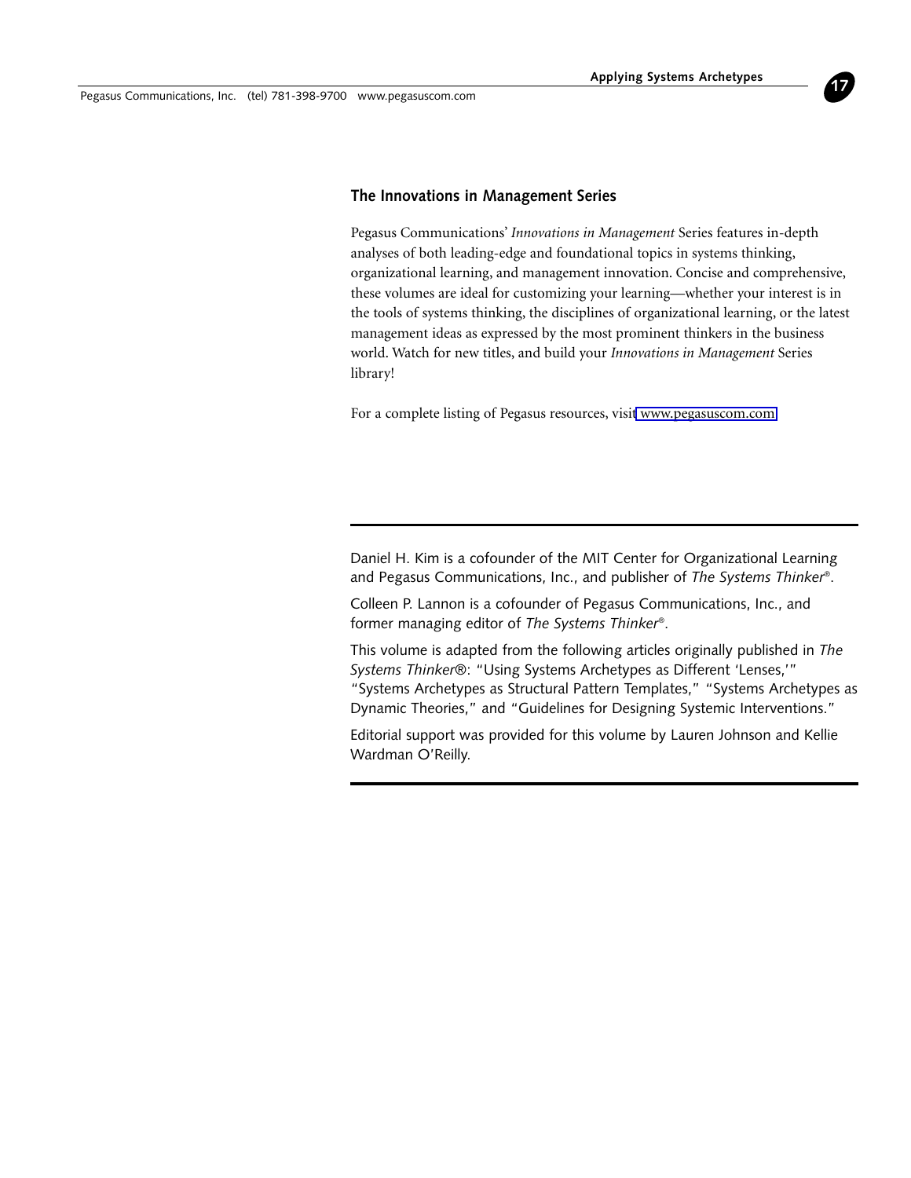## The Innovations in Management Series

Pegasus Communications' *Innovations in Management* Series features in-depth analyses of both leading-edge and foundational topics in systems thinking, organizational learning, and management innovation. Concise and comprehensive, these volumes are ideal for customizing your learning—whether your interest is in the tools of systems thinking, the disciplines of organizational learning, or the latest management ideas as expressed by the most prominent thinkers in the business world. Watch for new titles, and build your *Innovations in Management* Series library!

For a complete listing of Pegasus resources, visit www.pegasuscom.com.

---

Daniel H. Kim is a cofounder of the MIT Center for Organizational Learning and Pegasus Communications, Inc., and publisher of *The Systems Thinker®*.

Colleen P. Lannon is a cofounder of Pegasus Communications, Inc., and former managing editor of *The Systems Thinker®*.

This volume is adapted from the following articles originally published in *The Systems Thinker®*: "Using Systems Archetypes as Different 'Lenses,'" "Systems Archetypes as Structural Pattern Templates," "Systems Archetypes as Dynamic Theories," and "Guidelines for Designing Systemic Interventions."

Editorial support was provided for this volume by Lauren Johnson and Kellie Wardman O'Reilly.

---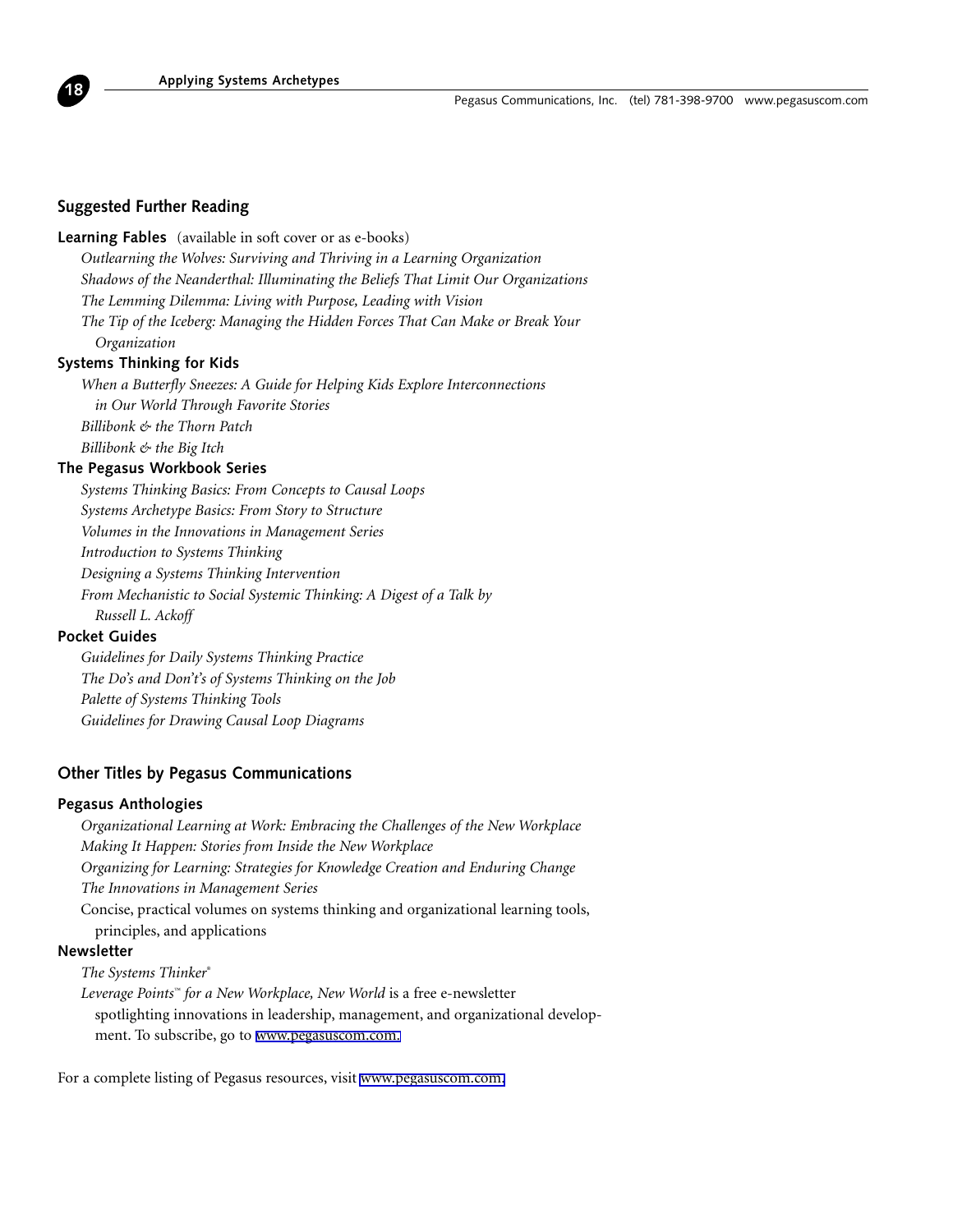## Suggested Further Reading

**Learning Fables** (available in soft cover or as e-books)

*Outlearning the Wolves: Surviving and Thriving in a Learning Organization*
*Shadows of the Neanderthal: Illuminating the Beliefs That Limit Our Organizations*
*The Lemming Dilemma: Living with Purpose, Leading with Vision*
*The Tip of the Iceberg: Managing the Hidden Forces That Can Make or Break Your Organization*

**Systems Thinking for Kids**

*When a Butterfly Sneezes: A Guide for Helping Kids Explore Interconnections in Our World Through Favorite Stories*
*Billibonk & the Thorn Patch*
*Billibonk & the Big Itch*

**The Pegasus Workbook Series**

*Systems Thinking Basics: From Concepts to Causal Loops*
*Systems Archetype Basics: From Story to Structure*
*Volumes in the Innovations in Management Series*
*Introduction to Systems Thinking*
*Designing a Systems Thinking Intervention*
*From Mechanistic to Social Systemic Thinking: A Digest of a Talk by Russell L. Ackoff*

**Pocket Guides**

*Guidelines for Daily Systems Thinking Practice*
*The Do's and Don't's of Systems Thinking on the Job*
*Palette of Systems Thinking Tools*
*Guidelines for Drawing Causal Loop Diagrams*

## Other Titles by Pegasus Communications

**Pegasus Anthologies**

*Organizational Learning at Work: Embracing the Challenges of the New Workplace*
*Making It Happen: Stories from Inside the New Workplace*
*Organizing for Learning: Strategies for Knowledge Creation and Enduring Change*
*The Innovations in Management Series*
Concise, practical volumes on systems thinking and organizational learning tools, principles, and applications

**Newsletter**

*The Systems Thinker®*
*Leverage Points℠ for a New Workplace, New World* is a free e-newsletter spotlighting innovations in leadership, management, and organizational development. To subscribe, go to www.pegasuscom.com.

For a complete listing of Pegasus resources, visit www.pegasuscom.com.